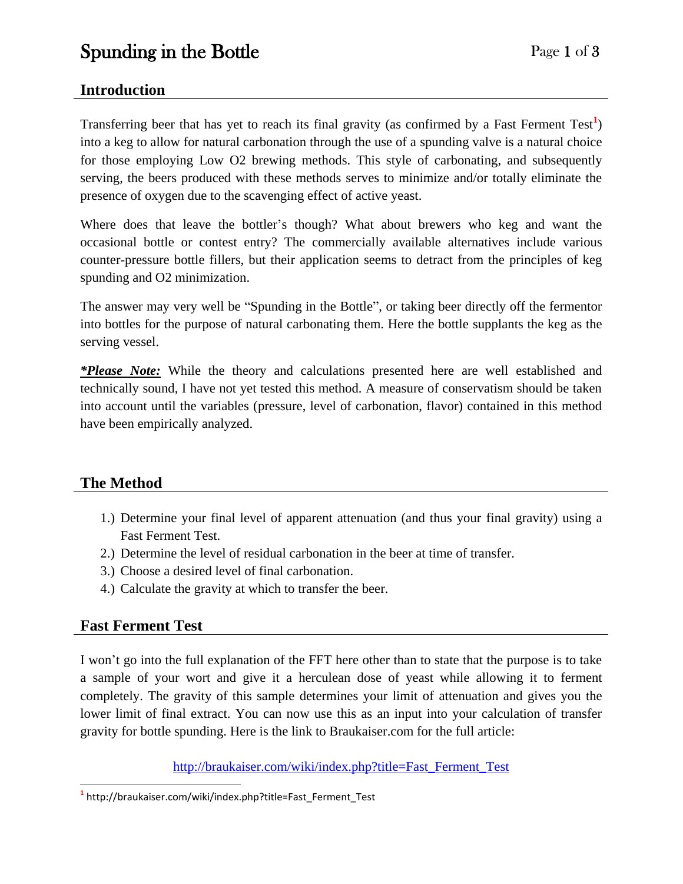# Spunding in the Bottle

## Introduction

Transferring beer that has yet to reach its final gravity (as confirmed by a Fast Ferment Test[1]) into a keg to allow for natural carbonation through the use of a spunding valve is a natural choice for those employing Low O2 brewing methods. This style of carbonating, and subsequently serving, the beers produced with these methods serves to minimize and/or totally eliminate the presence of oxygen due to the scavenging effect of active yeast.

Where does that leave the bottler's though? What about brewers who keg and want the occasional bottle or contest entry? The commercially available alternatives include various counter-pressure bottle fillers, but their application seems to detract from the principles of keg spunding and O2 minimization.

The answer may very well be "Spunding in the Bottle", or taking beer directly off the fermentor into bottles for the purpose of natural carbonating them. Here the bottle supplants the keg as the serving vessel.

***Please Note:*** While the theory and calculations presented here are well established and technically sound, I have not yet tested this method. A measure of conservatism should be taken into account until the variables (pressure, level of carbonation, flavor) contained in this method have been empirically analyzed.

## The Method

1.) Determine your final level of apparent attenuation (and thus your final gravity) using a Fast Ferment Test.
2.) Determine the level of residual carbonation in the beer at time of transfer.
3.) Choose a desired level of final carbonation.
4.) Calculate the gravity at which to transfer the beer.

## Fast Ferment Test

I won't go into the full explanation of the FFT here other than to state that the purpose is to take a sample of your wort and give it a herculean dose of yeast while allowing it to ferment completely. The gravity of this sample determines your limit of attenuation and gives you the lower limit of final extract. You can now use this as an input into your calculation of transfer gravity for bottle spunding. Here is the link to Braukaiser.com for the full article:

http://braukaiser.com/wiki/index.php?title=Fast_Ferment_Test

---

[1] http://braukaiser.com/wiki/index.php?title=Fast_Ferment_Test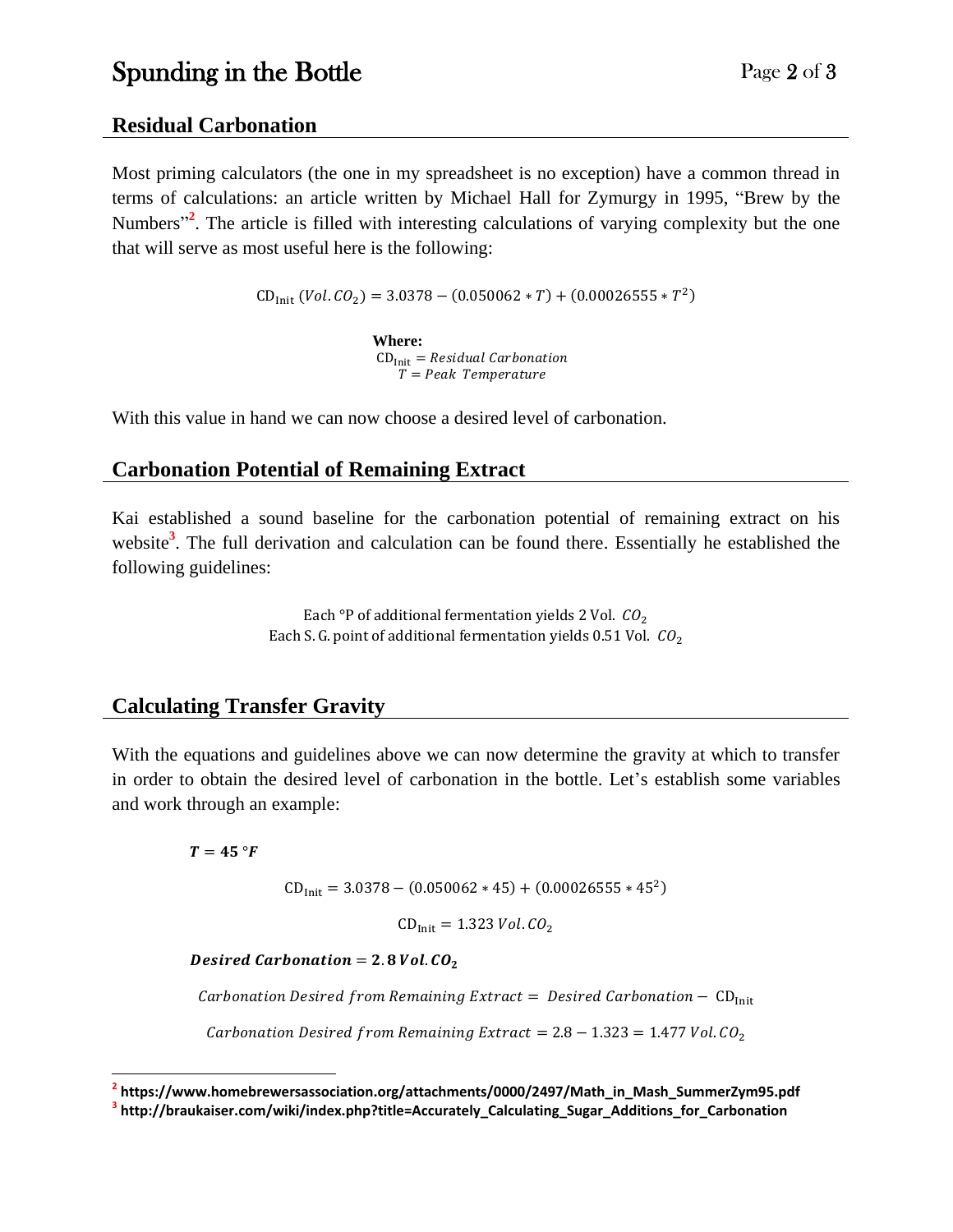## Residual Carbonation

Most priming calculators (the one in my spreadsheet is no exception) have a common thread in terms of calculations: an article written by Michael Hall for Zymurgy in 1995, "Brew by the Numbers"[2]. The article is filled with interesting calculations of varying complexity but the one that will serve as most useful here is the following:

$$\text{CD}_{\text{Init}}\ (Vol.\,CO_2) = 3.0378 - (0.050062 * T) + (0.00026555 * T^2)$$

**Where:**
$\text{CD}_{\text{Init}} = Residual\ Carbonation$
$T = Peak\ Temperature$

With this value in hand we can now choose a desired level of carbonation.

## Carbonation Potential of Remaining Extract

Kai established a sound baseline for the carbonation potential of remaining extract on his website[3]. The full derivation and calculation can be found there. Essentially he established the following guidelines:

Each °P of additional fermentation yields 2 Vol. $CO_2$
Each S. G. point of additional fermentation yields 0.51 Vol. $CO_2$

## Calculating Transfer Gravity

With the equations and guidelines above we can now determine the gravity at which to transfer in order to obtain the desired level of carbonation in the bottle. Let's establish some variables and work through an example:

$\boldsymbol{T = 45\ ^\circ F}$

$$\text{CD}_{\text{Init}} = 3.0378 - (0.050062 * 45) + (0.00026555 * 45^2)$$

$$\text{CD}_{\text{Init}} = 1.323\ Vol.\,CO_2$$

$\boldsymbol{Desired\ Carbonation = 2.8\ Vol.\,CO_2}$

$$Carbonation\ Desired\ from\ Remaining\ Extract = Desired\ Carbonation - \text{CD}_{\text{Init}}$$

$$Carbonation\ Desired\ from\ Remaining\ Extract = 2.8 - 1.323 = 1.477\ Vol.\,CO_2$$

---

[2] **https://www.homebrewersassociation.org/attachments/0000/2497/Math_in_Mash_SummerZym95.pdf**
[3] **http://braukaiser.com/wiki/index.php?title=Accurately_Calculating_Sugar_Additions_for_Carbonation**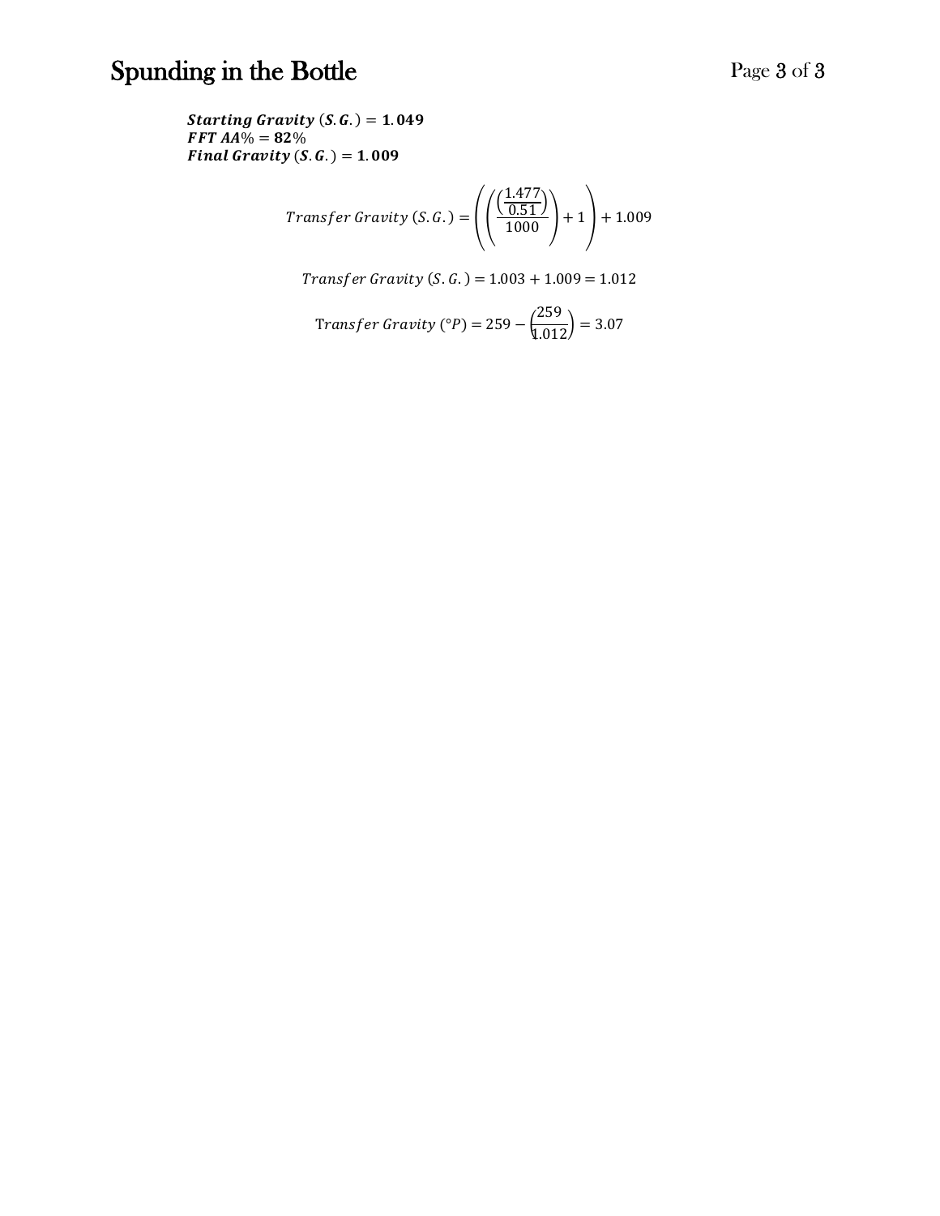$$\textbf{\textit{Starting Gravity (S.G.)}} = \mathbf{1.049}$$
$$\textbf{\textit{FFT AA\%}} = \mathbf{82\%}$$
$$\textbf{\textit{Final Gravity (S.G.)}} = \mathbf{1.009}$$

$$Transfer\ Gravity\ (S.G.) = \left(\left(\frac{\left(\frac{1.477}{0.51}\right)}{1000}\right) + 1\right) + 1.009$$

$$Transfer\ Gravity\ (S.G.) = 1.003 + 1.009 = 1.012$$

$$Transfer\ Gravity\ (°P) = 259 - \left(\frac{259}{1.012}\right) = 3.07$$